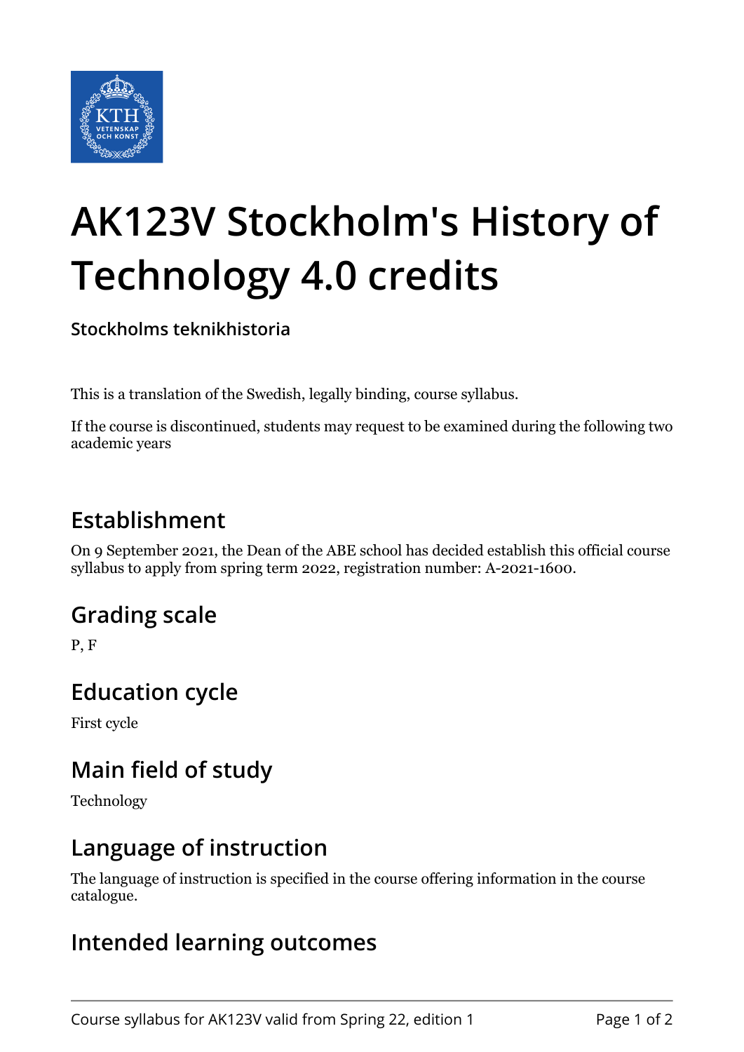# AK123V Stockholm's History of Technology 4.0 credits

**Stockholms teknikhistoria**

This is a translation of the Swedish, legally binding, course syllabus.

If the course is discontinued, students may request to be examined during the following two academic years

## Establishment

On 9 September 2021, the Dean of the ABE school has decided establish this official course syllabus to apply from spring term 2022, registration number: A-2021-1600.

## Grading scale

P, F

## Education cycle

First cycle

## Main field of study

Technology

## Language of instruction

The language of instruction is specified in the course offering information in the course catalogue.

## Intended learning outcomes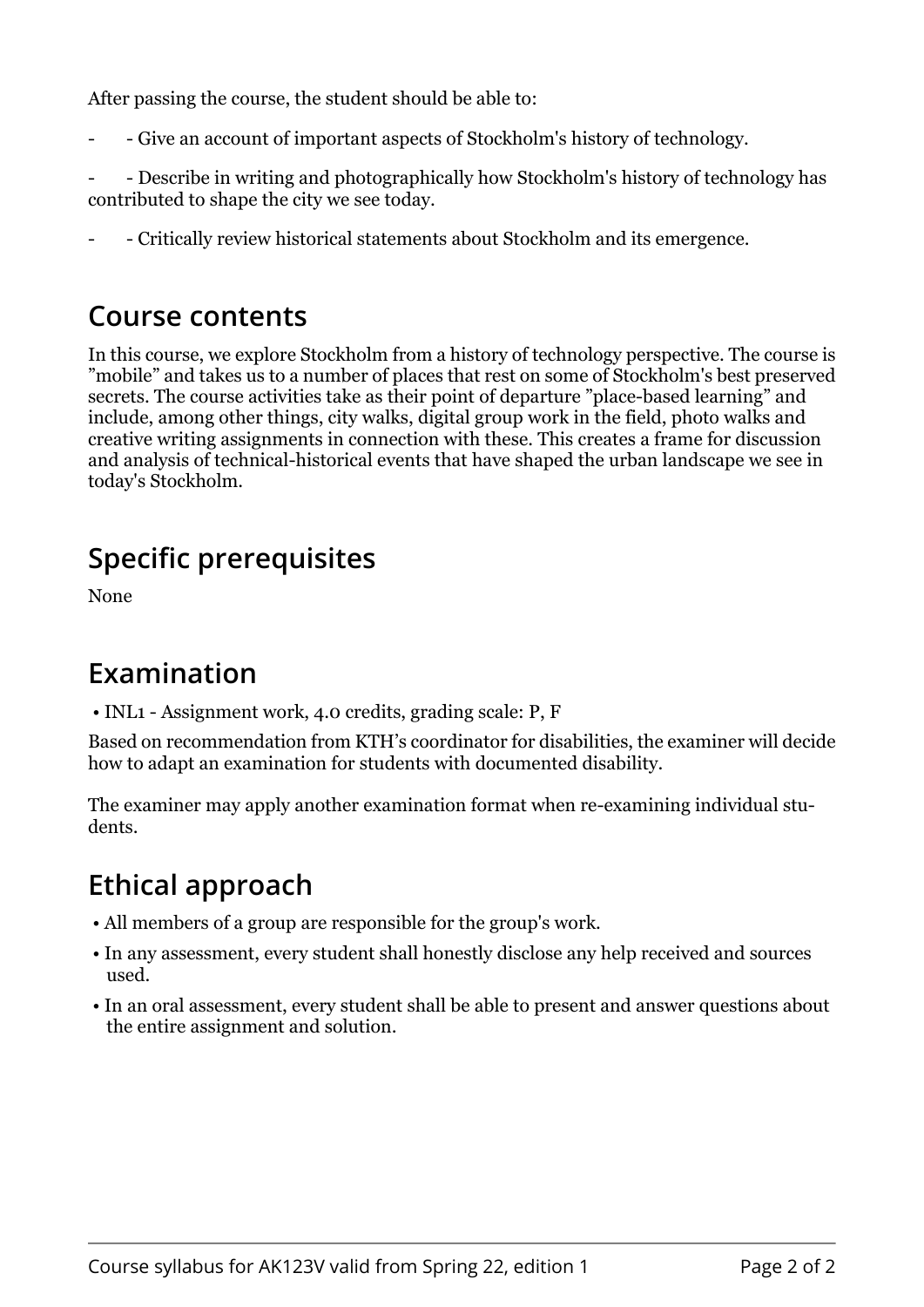After passing the course, the student should be able to:

- - Give an account of important aspects of Stockholm's history of technology.
- - Describe in writing and photographically how Stockholm's history of technology has contributed to shape the city we see today.
- - Critically review historical statements about Stockholm and its emergence.

## Course contents

In this course, we explore Stockholm from a history of technology perspective. The course is ”mobile” and takes us to a number of places that rest on some of Stockholm's best preserved secrets. The course activities take as their point of departure ”place-based learning” and include, among other things, city walks, digital group work in the field, photo walks and creative writing assignments in connection with these. This creates a frame for discussion and analysis of technical-historical events that have shaped the urban landscape we see in today's Stockholm.

## Specific prerequisites

None

## Examination

- INL1 - Assignment work, 4.0 credits, grading scale: P, F

Based on recommendation from KTH’s coordinator for disabilities, the examiner will decide how to adapt an examination for students with documented disability.

The examiner may apply another examination format when re-examining individual students.

## Ethical approach

- All members of a group are responsible for the group's work.
- In any assessment, every student shall honestly disclose any help received and sources used.
- In an oral assessment, every student shall be able to present and answer questions about the entire assignment and solution.